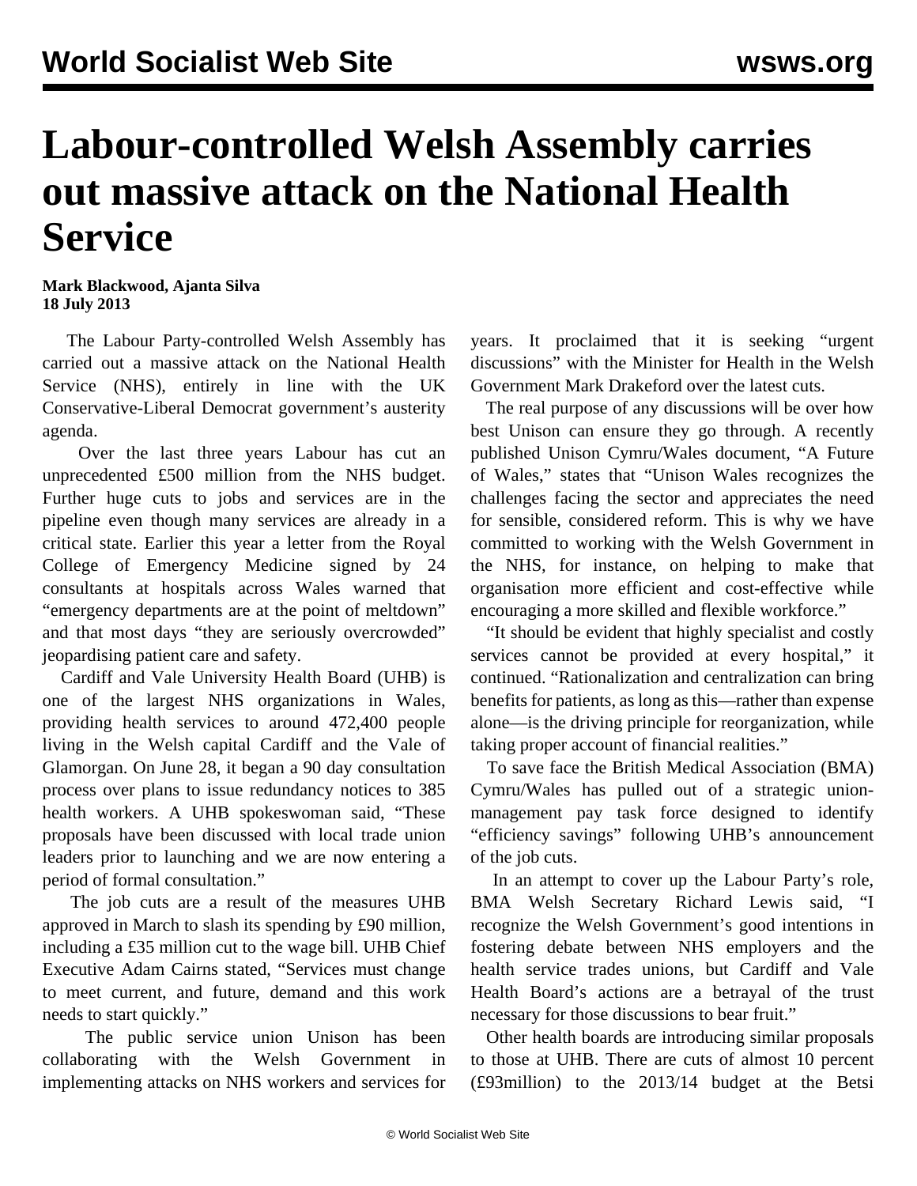# Labour-controlled Welsh Assembly carries out massive attack on the National Health Service

**Mark Blackwood, Ajanta Silva**
**18 July 2013**

The Labour Party-controlled Welsh Assembly has carried out a massive attack on the National Health Service (NHS), entirely in line with the UK Conservative-Liberal Democrat government's austerity agenda.

Over the last three years Labour has cut an unprecedented £500 million from the NHS budget. Further huge cuts to jobs and services are in the pipeline even though many services are already in a critical state. Earlier this year a letter from the Royal College of Emergency Medicine signed by 24 consultants at hospitals across Wales warned that "emergency departments are at the point of meltdown" and that most days "they are seriously overcrowded" jeopardising patient care and safety.

Cardiff and Vale University Health Board (UHB) is one of the largest NHS organizations in Wales, providing health services to around 472,400 people living in the Welsh capital Cardiff and the Vale of Glamorgan. On June 28, it began a 90 day consultation process over plans to issue redundancy notices to 385 health workers. A UHB spokeswoman said, "These proposals have been discussed with local trade union leaders prior to launching and we are now entering a period of formal consultation."

The job cuts are a result of the measures UHB approved in March to slash its spending by £90 million, including a £35 million cut to the wage bill. UHB Chief Executive Adam Cairns stated, "Services must change to meet current, and future, demand and this work needs to start quickly."

The public service union Unison has been collaborating with the Welsh Government in implementing attacks on NHS workers and services for years. It proclaimed that it is seeking "urgent discussions" with the Minister for Health in the Welsh Government Mark Drakeford over the latest cuts.

The real purpose of any discussions will be over how best Unison can ensure they go through. A recently published Unison Cymru/Wales document, "A Future of Wales," states that "Unison Wales recognizes the challenges facing the sector and appreciates the need for sensible, considered reform. This is why we have committed to working with the Welsh Government in the NHS, for instance, on helping to make that organisation more efficient and cost-effective while encouraging a more skilled and flexible workforce."

"It should be evident that highly specialist and costly services cannot be provided at every hospital," it continued. "Rationalization and centralization can bring benefits for patients, as long as this—rather than expense alone—is the driving principle for reorganization, while taking proper account of financial realities."

To save face the British Medical Association (BMA) Cymru/Wales has pulled out of a strategic union-management pay task force designed to identify "efficiency savings" following UHB's announcement of the job cuts.

In an attempt to cover up the Labour Party's role, BMA Welsh Secretary Richard Lewis said, "I recognize the Welsh Government's good intentions in fostering debate between NHS employers and the health service trades unions, but Cardiff and Vale Health Board's actions are a betrayal of the trust necessary for those discussions to bear fruit."

Other health boards are introducing similar proposals to those at UHB. There are cuts of almost 10 percent (£93million) to the 2013/14 budget at the Betsi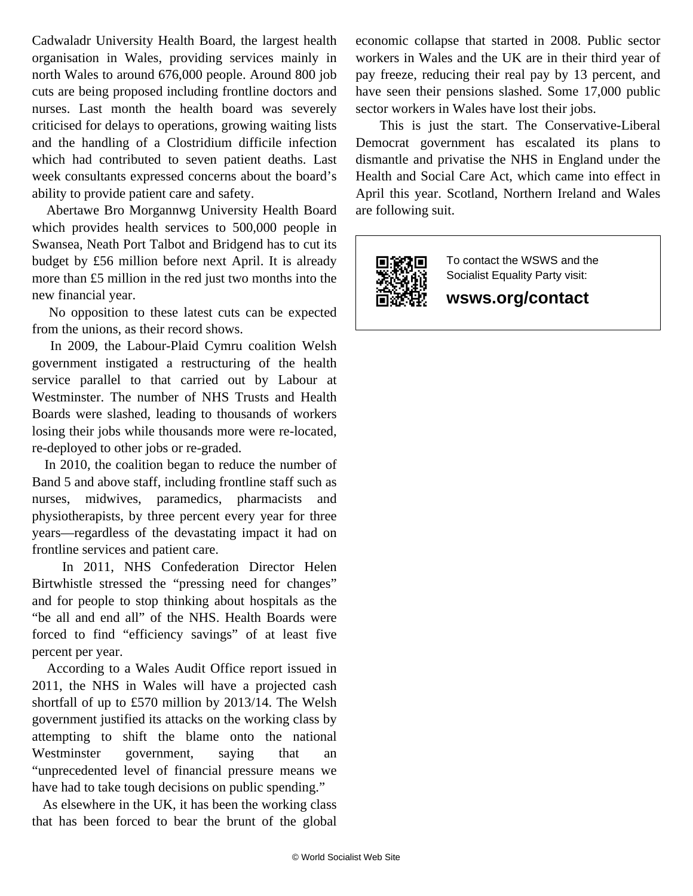Cadwaladr University Health Board, the largest health organisation in Wales, providing services mainly in north Wales to around 676,000 people. Around 800 job cuts are being proposed including frontline doctors and nurses. Last month the health board was severely criticised for delays to operations, growing waiting lists and the handling of a Clostridium difficile infection which had contributed to seven patient deaths. Last week consultants expressed concerns about the board's ability to provide patient care and safety.

Abertawe Bro Morgannwg University Health Board which provides health services to 500,000 people in Swansea, Neath Port Talbot and Bridgend has to cut its budget by £56 million before next April. It is already more than £5 million in the red just two months into the new financial year.

No opposition to these latest cuts can be expected from the unions, as their record shows.

In 2009, the Labour-Plaid Cymru coalition Welsh government instigated a restructuring of the health service parallel to that carried out by Labour at Westminster. The number of NHS Trusts and Health Boards were slashed, leading to thousands of workers losing their jobs while thousands more were re-located, re-deployed to other jobs or re-graded.

In 2010, the coalition began to reduce the number of Band 5 and above staff, including frontline staff such as nurses, midwives, paramedics, pharmacists and physiotherapists, by three percent every year for three years—regardless of the devastating impact it had on frontline services and patient care.

In 2011, NHS Confederation Director Helen Birtwhistle stressed the "pressing need for changes" and for people to stop thinking about hospitals as the "be all and end all" of the NHS. Health Boards were forced to find "efficiency savings" of at least five percent per year.

According to a Wales Audit Office report issued in 2011, the NHS in Wales will have a projected cash shortfall of up to £570 million by 2013/14. The Welsh government justified its attacks on the working class by attempting to shift the blame onto the national Westminster government, saying that an "unprecedented level of financial pressure means we have had to take tough decisions on public spending."

As elsewhere in the UK, it has been the working class that has been forced to bear the brunt of the global economic collapse that started in 2008. Public sector workers in Wales and the UK are in their third year of pay freeze, reducing their real pay by 13 percent, and have seen their pensions slashed. Some 17,000 public sector workers in Wales have lost their jobs.

This is just the start. The Conservative-Liberal Democrat government has escalated its plans to dismantle and privatise the NHS in England under the Health and Social Care Act, which came into effect in April this year. Scotland, Northern Ireland and Wales are following suit.

To contact the WSWS and the Socialist Equality Party visit:

**wsws.org/contact**